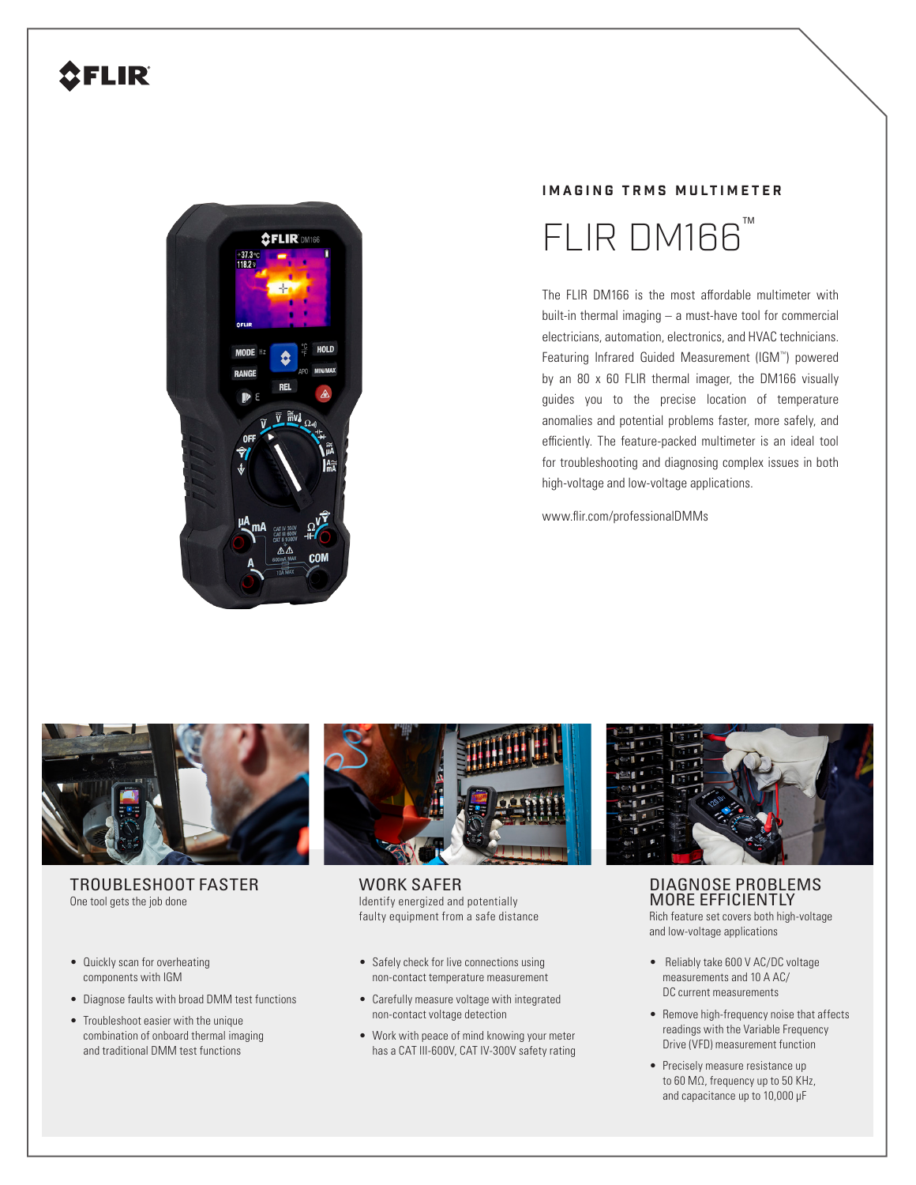FLIR

IMAGING TRMS MULTIMETER

# FLIR DM166™

The FLIR DM166 is the most affordable multimeter with built-in thermal imaging – a must-have tool for commercial electricians, automation, electronics, and HVAC technicians. Featuring Infrared Guided Measurement (IGM™) powered by an 80 x 60 FLIR thermal imager, the DM166 visually guides you to the precise location of temperature anomalies and potential problems faster, more safely, and efficiently. The feature-packed multimeter is an ideal tool for troubleshooting and diagnosing complex issues in both high-voltage and low-voltage applications.

www.flir.com/professionalDMMs

## TROUBLESHOOT FASTER

One tool gets the job done

- Quickly scan for overheating components with IGM
- Diagnose faults with broad DMM test functions
- Troubleshoot easier with the unique combination of onboard thermal imaging and traditional DMM test functions

## WORK SAFER

Identify energized and potentially faulty equipment from a safe distance

- Safely check for live connections using non-contact temperature measurement
- Carefully measure voltage with integrated non-contact voltage detection
- Work with peace of mind knowing your meter has a CAT III-600V, CAT IV-300V safety rating

## DIAGNOSE PROBLEMS MORE EFFICIENTLY

Rich feature set covers both high-voltage and low-voltage applications

- Reliably take 600 V AC/DC voltage measurements and 10 A AC/DC current measurements
- Remove high-frequency noise that affects readings with the Variable Frequency Drive (VFD) measurement function
- Precisely measure resistance up to 60 MΩ, frequency up to 50 KHz, and capacitance up to 10,000 µF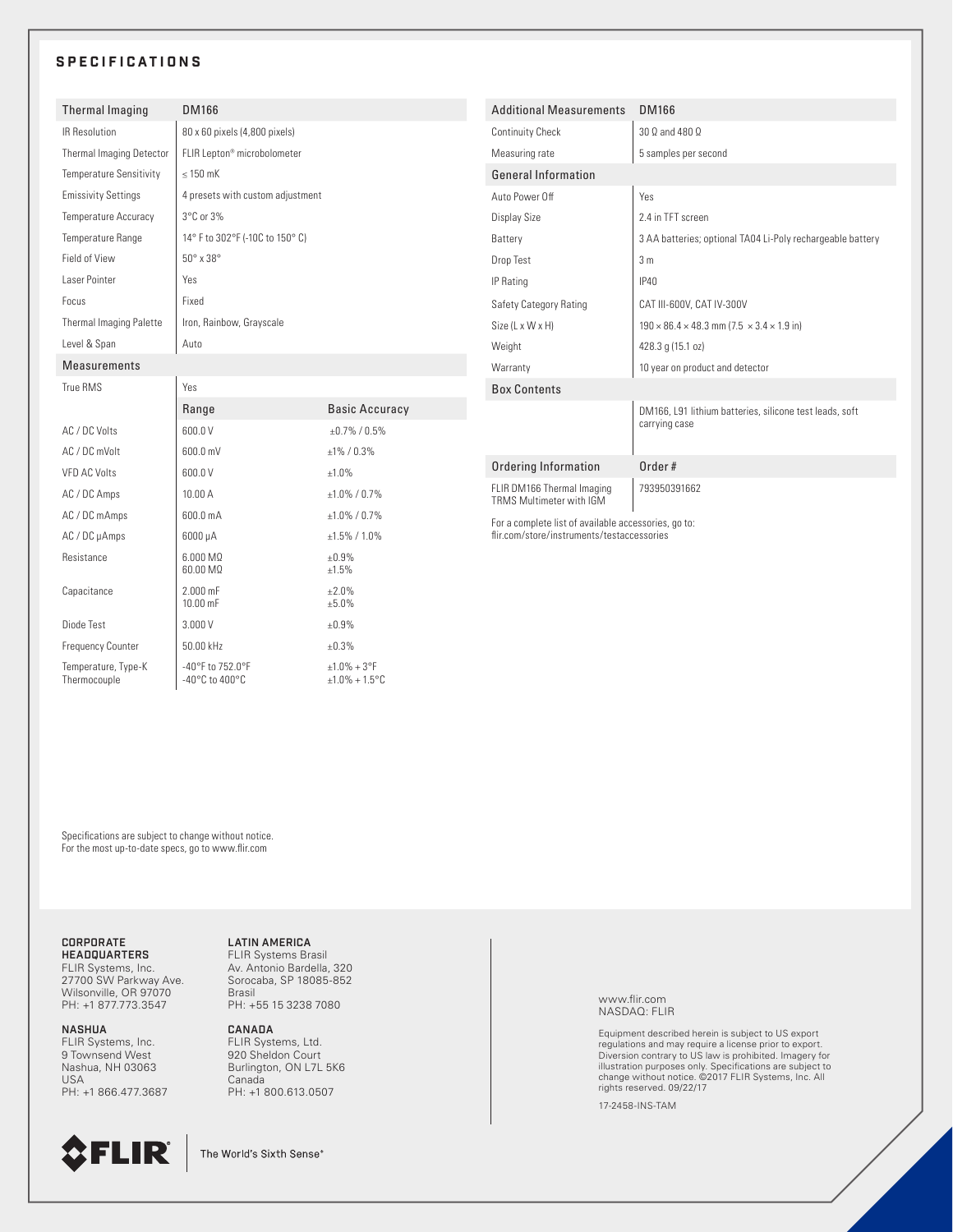## SPECIFICATIONS

| Thermal Imaging | DM166 | |
|---|---|---|
| IR Resolution | 80 x 60 pixels (4,800 pixels) | |
| Thermal Imaging Detector | FLIR Lepton® microbolometer | |
| Temperature Sensitivity | ≤ 150 mK | |
| Emissivity Settings | 4 presets with custom adjustment | |
| Temperature Accuracy | 3°C or 3% | |
| Temperature Range | 14° F to 302°F (-10C to 150° C) | |
| Field of View | 50° x 38° | |
| Laser Pointer | Yes | |
| Focus | Fixed | |
| Thermal Imaging Palette | Iron, Rainbow, Grayscale | |
| Level & Span | Auto | |
| **Measurements** | | |
| True RMS | Yes | |
| | **Range** | **Basic Accuracy** |
| AC / DC Volts | 600.0 V | ±0.7% / 0.5% |
| AC / DC mVolt | 600.0 mV | ±1% / 0.3% |
| VFD AC Volts | 600.0 V | ±1.0% |
| AC / DC Amps | 10.00 A | ±1.0% / 0.7% |
| AC / DC mAmps | 600.0 mA | ±1.0% / 0.7% |
| AC / DC µAmps | 6000 µA | ±1.5% / 1.0% |
| Resistance | 6.000 MΩ<br>60.00 MΩ | ±0.9%<br>±1.5% |
| Capacitance | 2.000 mF<br>10.00 mF | ±2.0%<br>±5.0% |
| Diode Test | 3.000 V | ±0.9% |
| Frequency Counter | 50.00 kHz | ±0.3% |
| Temperature, Type-K Thermocouple | -40°F to 752.0°F<br>-40°C to 400°C | ±1.0% + 3°F<br>±1.0% + 1.5°C |

| Additional Measurements | DM166 |
|---|---|
| Continuity Check | 30 Ω and 480 Ω |
| Measuring rate | 5 samples per second |
| **General Information** | |
| Auto Power Off | Yes |
| Display Size | 2.4 in TFT screen |
| Battery | 3 AA batteries; optional TA04 Li-Poly rechargeable battery |
| Drop Test | 3 m |
| IP Rating | IP40 |
| Safety Category Rating | CAT III-600V, CAT IV-300V |
| Size (L x W x H) | 190 × 86.4 × 48.3 mm (7.5 × 3.4 × 1.9 in) |
| Weight | 428.3 g (15.1 oz) |
| Warranty | 10 year on product and detector |
| **Box Contents** | |
| | DM166, L91 lithium batteries, silicone test leads, soft carrying case |

| Ordering Information | Order # |
|---|---|
| FLIR DM166 Thermal Imaging TRMS Multimeter with IGM | 793950391662 |

For a complete list of available accessories, go to:
flir.com/store/instruments/testaccessories

Specifications are subject to change without notice.
For the most up-to-date specs, go to www.flir.com

**CORPORATE HEADQUARTERS**
FLIR Systems, Inc.
27700 SW Parkway Ave.
Wilsonville, OR 97070
PH: +1 877.773.3547

**NASHUA**
FLIR Systems, Inc.
9 Townsend West
Nashua, NH 03063
USA
PH: +1 866.477.3687

**LATIN AMERICA**
FLIR Systems Brasil
Av. Antonio Bardella, 320
Sorocaba, SP 18085-852
Brasil
PH: +55 15 3238 7080

**CANADA**
FLIR Systems, Ltd.
920 Sheldon Court
Burlington, ON L7L 5K6
Canada
PH: +1 800.613.0507

www.flir.com
NASDAQ: FLIR

Equipment described herein is subject to US export regulations and may require a license prior to export. Diversion contrary to US law is prohibited. Imagery for illustration purposes only. Specifications are subject to change without notice. ©2017 FLIR Systems, Inc. All rights reserved. 09/22/17

17-2458-INS-TAM

FLIR® The World's Sixth Sense®